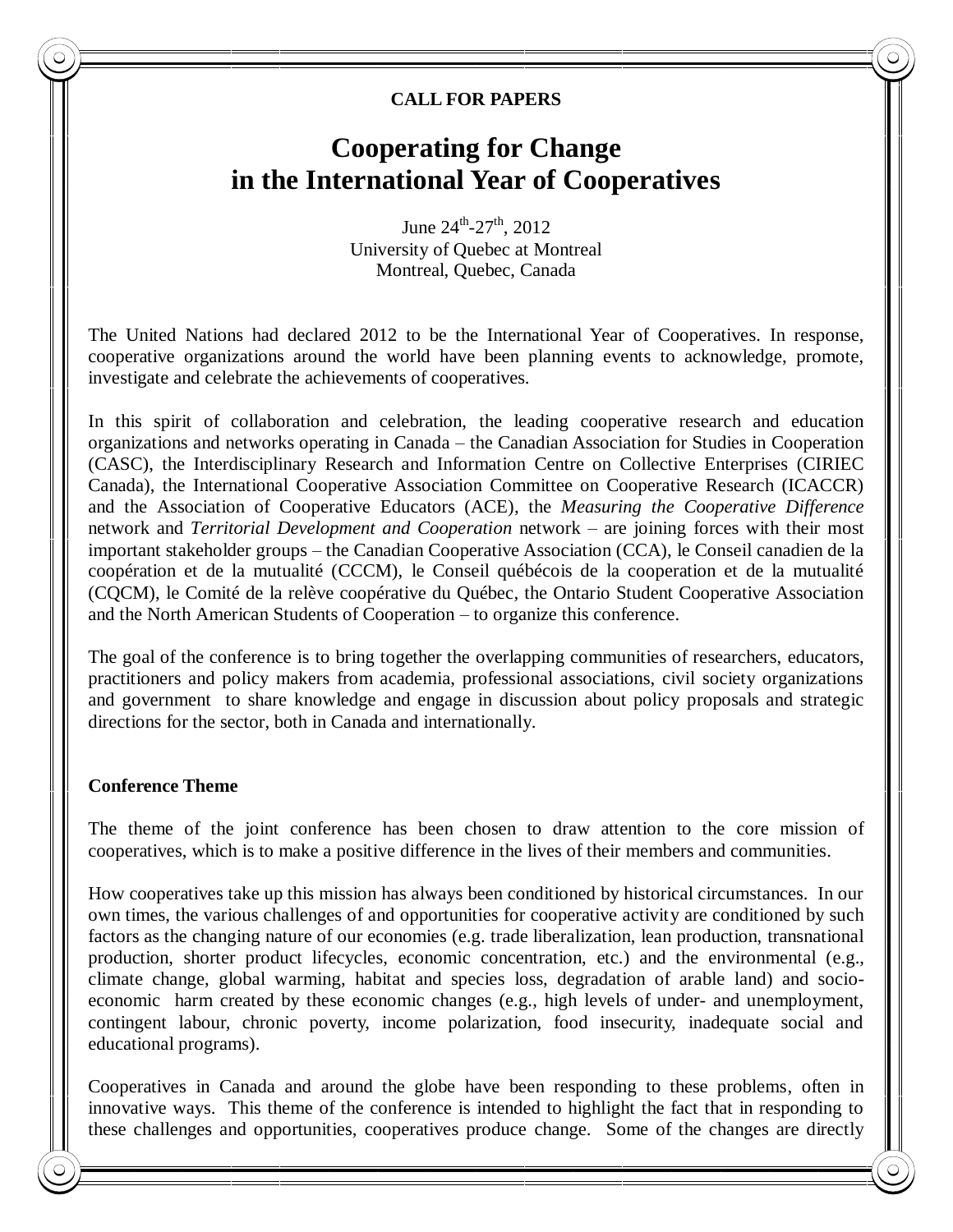**CALL FOR PAPERS**

# Cooperating for Change in the International Year of Cooperatives

June 24th-27th, 2012
University of Quebec at Montreal
Montreal, Quebec, Canada

The United Nations had declared 2012 to be the International Year of Cooperatives. In response, cooperative organizations around the world have been planning events to acknowledge, promote, investigate and celebrate the achievements of cooperatives.

In this spirit of collaboration and celebration, the leading cooperative research and education organizations and networks operating in Canada – the Canadian Association for Studies in Cooperation (CASC), the Interdisciplinary Research and Information Centre on Collective Enterprises (CIRIEC Canada), the International Cooperative Association Committee on Cooperative Research (ICACCR) and the Association of Cooperative Educators (ACE), the *Measuring the Cooperative Difference* network and *Territorial Development and Cooperation* network – are joining forces with their most important stakeholder groups – the Canadian Cooperative Association (CCA), le Conseil canadien de la coopération et de la mutualité (CCCM), le Conseil québécois de la cooperation et de la mutualité (CQCM), le Comité de la relève coopérative du Québec, the Ontario Student Cooperative Association and the North American Students of Cooperation – to organize this conference.

The goal of the conference is to bring together the overlapping communities of researchers, educators, practitioners and policy makers from academia, professional associations, civil society organizations and government to share knowledge and engage in discussion about policy proposals and strategic directions for the sector, both in Canada and internationally.

**Conference Theme**

The theme of the joint conference has been chosen to draw attention to the core mission of cooperatives, which is to make a positive difference in the lives of their members and communities.

How cooperatives take up this mission has always been conditioned by historical circumstances. In our own times, the various challenges of and opportunities for cooperative activity are conditioned by such factors as the changing nature of our economies (e.g. trade liberalization, lean production, transnational production, shorter product lifecycles, economic concentration, etc.) and the environmental (e.g., climate change, global warming, habitat and species loss, degradation of arable land) and socio-economic harm created by these economic changes (e.g., high levels of under- and unemployment, contingent labour, chronic poverty, income polarization, food insecurity, inadequate social and educational programs).

Cooperatives in Canada and around the globe have been responding to these problems, often in innovative ways. This theme of the conference is intended to highlight the fact that in responding to these challenges and opportunities, cooperatives produce change. Some of the changes are directly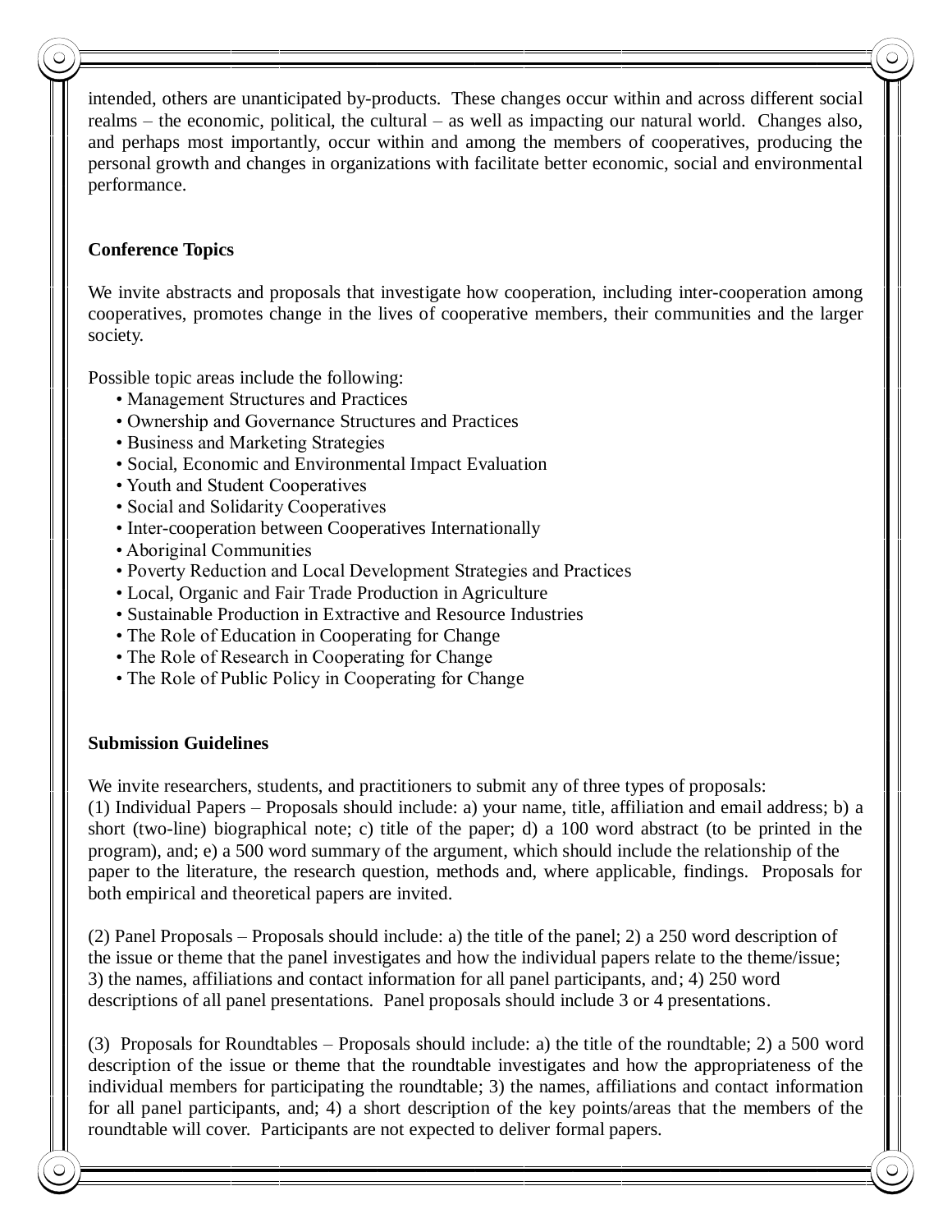intended, others are unanticipated by-products. These changes occur within and across different social realms – the economic, political, the cultural – as well as impacting our natural world. Changes also, and perhaps most importantly, occur within and among the members of cooperatives, producing the personal growth and changes in organizations with facilitate better economic, social and environmental performance.

**Conference Topics**

We invite abstracts and proposals that investigate how cooperation, including inter-cooperation among cooperatives, promotes change in the lives of cooperative members, their communities and the larger society.

Possible topic areas include the following:

- Management Structures and Practices
- Ownership and Governance Structures and Practices
- Business and Marketing Strategies
- Social, Economic and Environmental Impact Evaluation
- Youth and Student Cooperatives
- Social and Solidarity Cooperatives
- Inter-cooperation between Cooperatives Internationally
- Aboriginal Communities
- Poverty Reduction and Local Development Strategies and Practices
- Local, Organic and Fair Trade Production in Agriculture
- Sustainable Production in Extractive and Resource Industries
- The Role of Education in Cooperating for Change
- The Role of Research in Cooperating for Change
- The Role of Public Policy in Cooperating for Change

**Submission Guidelines**

We invite researchers, students, and practitioners to submit any of three types of proposals:
(1) Individual Papers – Proposals should include: a) your name, title, affiliation and email address; b) a short (two-line) biographical note; c) title of the paper; d) a 100 word abstract (to be printed in the program), and; e) a 500 word summary of the argument, which should include the relationship of the paper to the literature, the research question, methods and, where applicable, findings. Proposals for both empirical and theoretical papers are invited.

(2) Panel Proposals – Proposals should include: a) the title of the panel; 2) a 250 word description of the issue or theme that the panel investigates and how the individual papers relate to the theme/issue; 3) the names, affiliations and contact information for all panel participants, and; 4) 250 word descriptions of all panel presentations. Panel proposals should include 3 or 4 presentations.

(3) Proposals for Roundtables – Proposals should include: a) the title of the roundtable; 2) a 500 word description of the issue or theme that the roundtable investigates and how the appropriateness of the individual members for participating the roundtable; 3) the names, affiliations and contact information for all panel participants, and; 4) a short description of the key points/areas that the members of the roundtable will cover. Participants are not expected to deliver formal papers.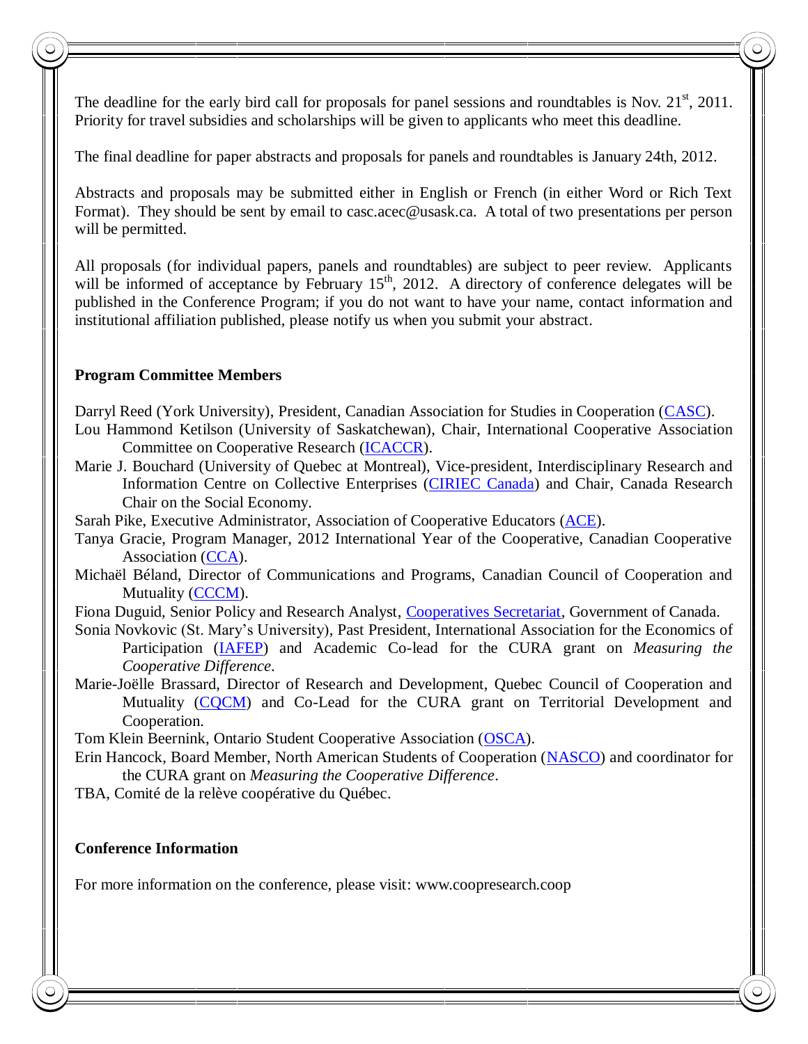The deadline for the early bird call for proposals for panel sessions and roundtables is Nov. 21st, 2011. Priority for travel subsidies and scholarships will be given to applicants who meet this deadline.

The final deadline for paper abstracts and proposals for panels and roundtables is January 24th, 2012.

Abstracts and proposals may be submitted either in English or French (in either Word or Rich Text Format). They should be sent by email to casc.acec@usask.ca. A total of two presentations per person will be permitted.

All proposals (for individual papers, panels and roundtables) are subject to peer review. Applicants will be informed of acceptance by February 15th, 2012. A directory of conference delegates will be published in the Conference Program; if you do not want to have your name, contact information and institutional affiliation published, please notify us when you submit your abstract.

**Program Committee Members**

Darryl Reed (York University), President, Canadian Association for Studies in Cooperation (CASC).

Lou Hammond Ketilson (University of Saskatchewan), Chair, International Cooperative Association Committee on Cooperative Research (ICACCR).

Marie J. Bouchard (University of Quebec at Montreal), Vice-president, Interdisciplinary Research and Information Centre on Collective Enterprises (CIRIEC Canada) and Chair, Canada Research Chair on the Social Economy.

Sarah Pike, Executive Administrator, Association of Cooperative Educators (ACE).

Tanya Gracie, Program Manager, 2012 International Year of the Cooperative, Canadian Cooperative Association (CCA).

Michaël Béland, Director of Communications and Programs, Canadian Council of Cooperation and Mutuality (CCCM).

Fiona Duguid, Senior Policy and Research Analyst, Cooperatives Secretariat, Government of Canada.

Sonia Novkovic (St. Mary's University), Past President, International Association for the Economics of Participation (IAFEP) and Academic Co-lead for the CURA grant on *Measuring the Cooperative Difference*.

Marie-Joëlle Brassard, Director of Research and Development, Quebec Council of Cooperation and Mutuality (CQCM) and Co-Lead for the CURA grant on Territorial Development and Cooperation.

Tom Klein Beernink, Ontario Student Cooperative Association (OSCA).

Erin Hancock, Board Member, North American Students of Cooperation (NASCO) and coordinator for the CURA grant on *Measuring the Cooperative Difference*.

TBA, Comité de la relève coopérative du Québec.

**Conference Information**

For more information on the conference, please visit: www.coopresearch.coop